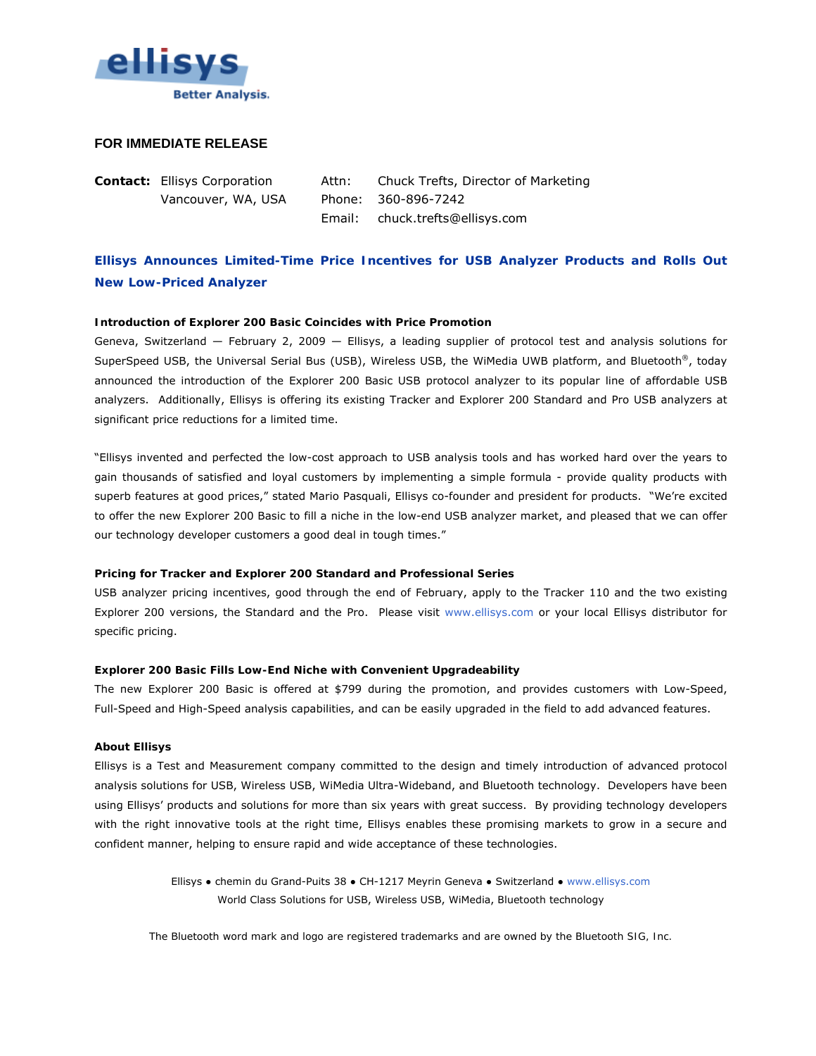ellisys
Better Analysis.

**FOR IMMEDIATE RELEASE**

| | | | |
|---|---|---|---|
| **Contact:** | Ellisys Corporation | Attn: | Chuck Trefts, Director of Marketing |
| | Vancouver, WA, USA | Phone: | 360-896-7242 |
| | | Email: | chuck.trefts@ellisys.com |

## Ellisys Announces Limited-Time Price Incentives for USB Analyzer Products and Rolls Out New Low-Priced Analyzer

**Introduction of Explorer 200 Basic Coincides with Price Promotion**

Geneva, Switzerland — February 2, 2009 — Ellisys, a leading supplier of protocol test and analysis solutions for SuperSpeed USB, the Universal Serial Bus (USB), Wireless USB, the WiMedia UWB platform, and Bluetooth®, today announced the introduction of the Explorer 200 Basic USB protocol analyzer to its popular line of affordable USB analyzers. Additionally, Ellisys is offering its existing Tracker and Explorer 200 Standard and Pro USB analyzers at significant price reductions for a limited time.

"Ellisys invented and perfected the low-cost approach to USB analysis tools and has worked hard over the years to gain thousands of satisfied and loyal customers by implementing a simple formula - provide quality products with superb features at good prices," stated Mario Pasquali, Ellisys co-founder and president for products. "We're excited to offer the new Explorer 200 Basic to fill a niche in the low-end USB analyzer market, and pleased that we can offer our technology developer customers a good deal in tough times."

**Pricing for Tracker and Explorer 200 Standard and Professional Series**

USB analyzer pricing incentives, good through the end of February, apply to the Tracker 110 and the two existing Explorer 200 versions, the Standard and the Pro. Please visit www.ellisys.com or your local Ellisys distributor for specific pricing.

**Explorer 200 Basic Fills Low-End Niche with Convenient Upgradeability**

The new Explorer 200 Basic is offered at $799 during the promotion, and provides customers with Low-Speed, Full-Speed and High-Speed analysis capabilities, and can be easily upgraded in the field to add advanced features.

**About Ellisys**

Ellisys is a Test and Measurement company committed to the design and timely introduction of advanced protocol analysis solutions for USB, Wireless USB, WiMedia Ultra-Wideband, and Bluetooth technology. Developers have been using Ellisys' products and solutions for more than six years with great success. By providing technology developers with the right innovative tools at the right time, Ellisys enables these promising markets to grow in a secure and confident manner, helping to ensure rapid and wide acceptance of these technologies.

Ellisys • chemin du Grand-Puits 38 • CH-1217 Meyrin Geneva • Switzerland • www.ellisys.com
World Class Solutions for USB, Wireless USB, WiMedia, Bluetooth technology

The Bluetooth word mark and logo are registered trademarks and are owned by the Bluetooth SIG, Inc.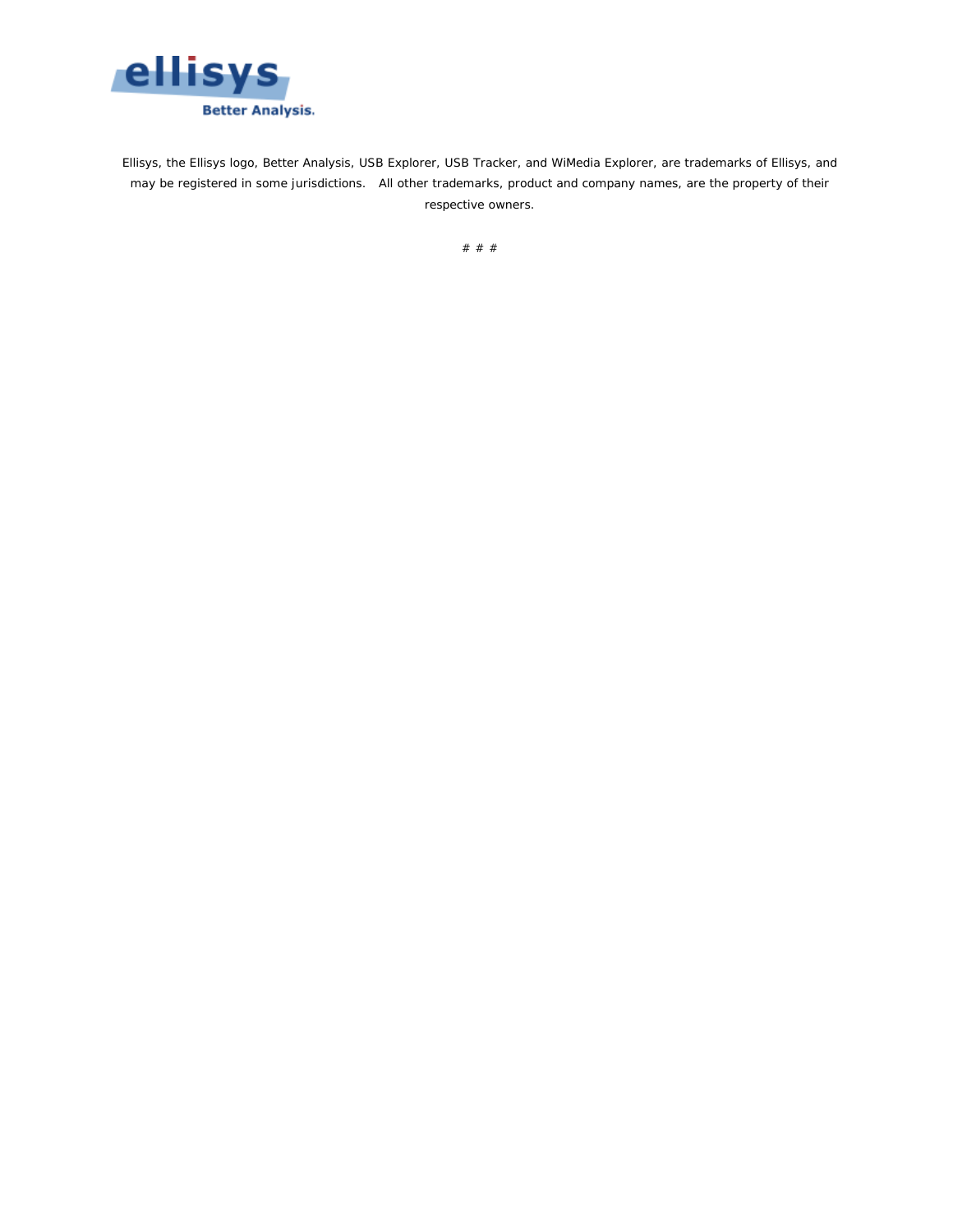Ellisys, the Ellisys logo, Better Analysis, USB Explorer, USB Tracker, and WiMedia Explorer, are trademarks of Ellisys, and may be registered in some jurisdictions. All other trademarks, product and company names, are the property of their respective owners.

# # #